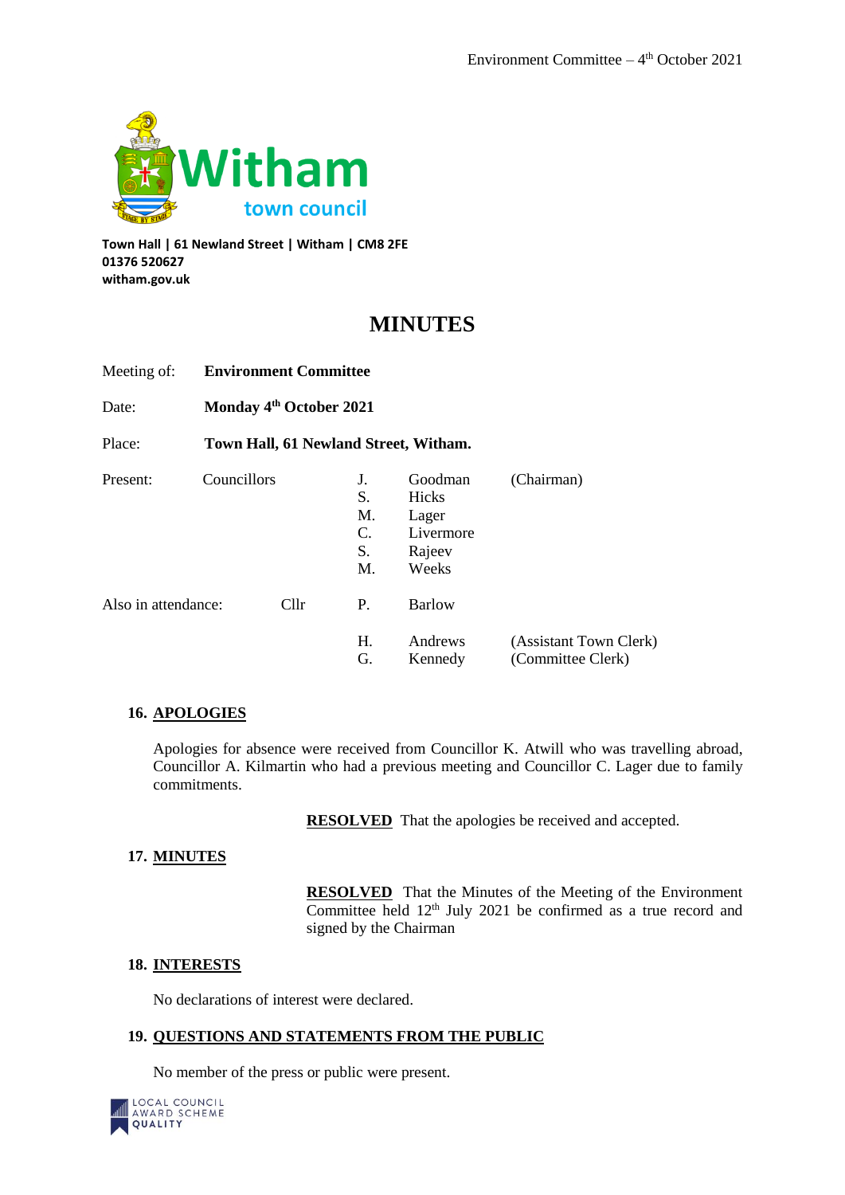**Town Hall | 61 Newland Street | Witham | CM8 2FE**
**01376 520627**
**witham.gov.uk**

# MINUTES

| | |
|---|---|
| Meeting of: | **Environment Committee** |
| Date: | **Monday 4th October 2021** |
| Place: | **Town Hall, 61 Newland Street, Witham.** |

Present: Councillors

| | | |
|---|---|---|
| J. | Goodman | (Chairman) |
| S. | Hicks | |
| M. | Lager | |
| C. | Livermore | |
| S. | Rajeev | |
| M. | Weeks | |

Also in attendance: Cllr P. Barlow

| | | |
|---|---|---|
| H. | Andrews | (Assistant Town Clerk) |
| G. | Kennedy | (Committee Clerk) |

## 16. APOLOGIES

Apologies for absence were received from Councillor K. Atwill who was travelling abroad, Councillor A. Kilmartin who had a previous meeting and Councillor C. Lager due to family commitments.

**RESOLVED** That the apologies be received and accepted.

## 17. MINUTES

**RESOLVED** That the Minutes of the Meeting of the Environment Committee held 12th July 2021 be confirmed as a true record and signed by the Chairman

## 18. INTERESTS

No declarations of interest were declared.

## 19. QUESTIONS AND STATEMENTS FROM THE PUBLIC

No member of the press or public were present.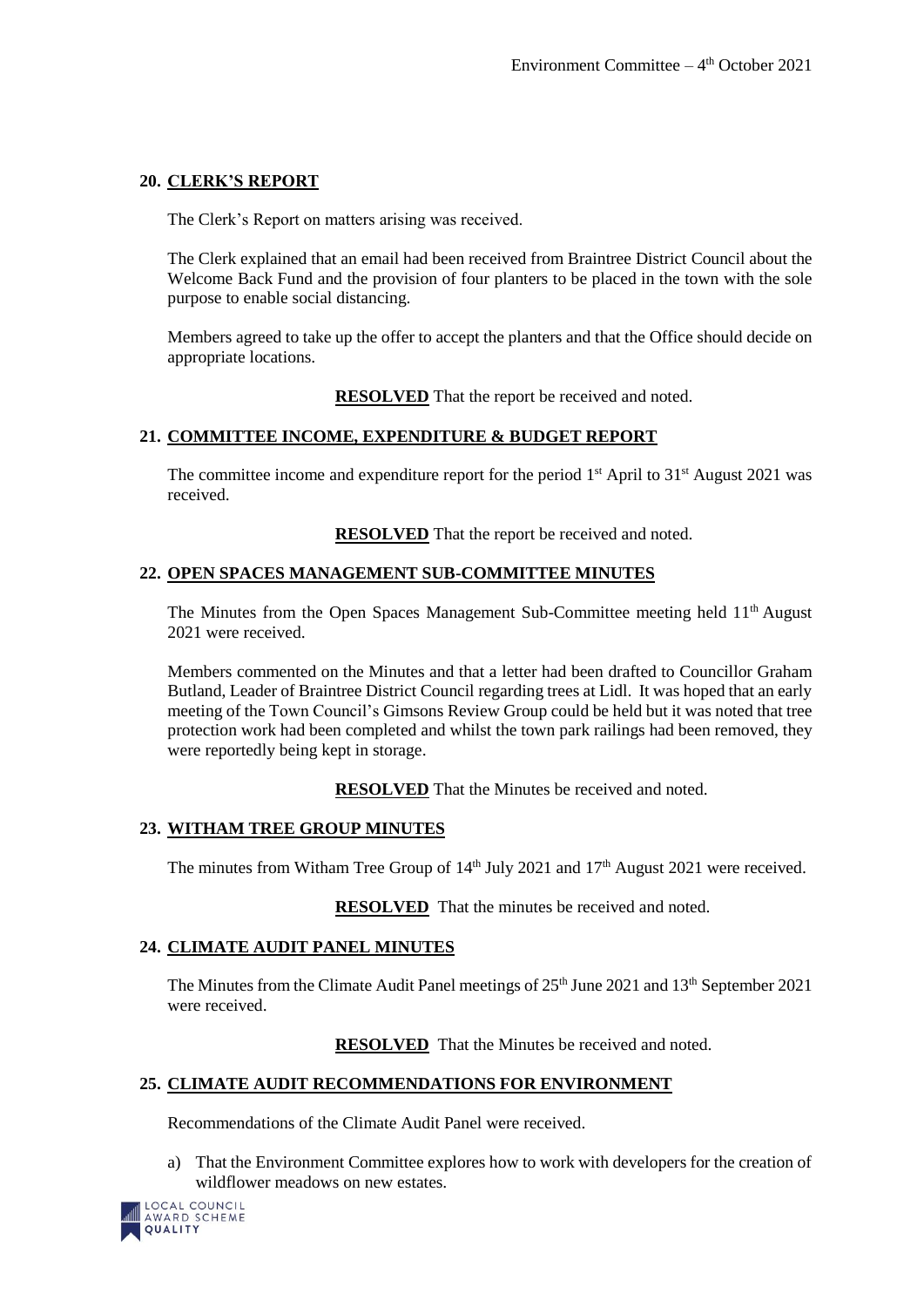## 20. CLERK'S REPORT

The Clerk's Report on matters arising was received.

The Clerk explained that an email had been received from Braintree District Council about the Welcome Back Fund and the provision of four planters to be placed in the town with the sole purpose to enable social distancing.

Members agreed to take up the offer to accept the planters and that the Office should decide on appropriate locations.

**RESOLVED** That the report be received and noted.

## 21. COMMITTEE INCOME, EXPENDITURE & BUDGET REPORT

The committee income and expenditure report for the period 1st April to 31st August 2021 was received.

**RESOLVED** That the report be received and noted.

## 22. OPEN SPACES MANAGEMENT SUB-COMMITTEE MINUTES

The Minutes from the Open Spaces Management Sub-Committee meeting held 11th August 2021 were received.

Members commented on the Minutes and that a letter had been drafted to Councillor Graham Butland, Leader of Braintree District Council regarding trees at Lidl. It was hoped that an early meeting of the Town Council's Gimsons Review Group could be held but it was noted that tree protection work had been completed and whilst the town park railings had been removed, they were reportedly being kept in storage.

**RESOLVED** That the Minutes be received and noted.

## 23. WITHAM TREE GROUP MINUTES

The minutes from Witham Tree Group of 14th July 2021 and 17th August 2021 were received.

**RESOLVED** That the minutes be received and noted.

## 24. CLIMATE AUDIT PANEL MINUTES

The Minutes from the Climate Audit Panel meetings of 25th June 2021 and 13th September 2021 were received.

**RESOLVED** That the Minutes be received and noted.

## 25. CLIMATE AUDIT RECOMMENDATIONS FOR ENVIRONMENT

Recommendations of the Climate Audit Panel were received.

a) That the Environment Committee explores how to work with developers for the creation of wildflower meadows on new estates.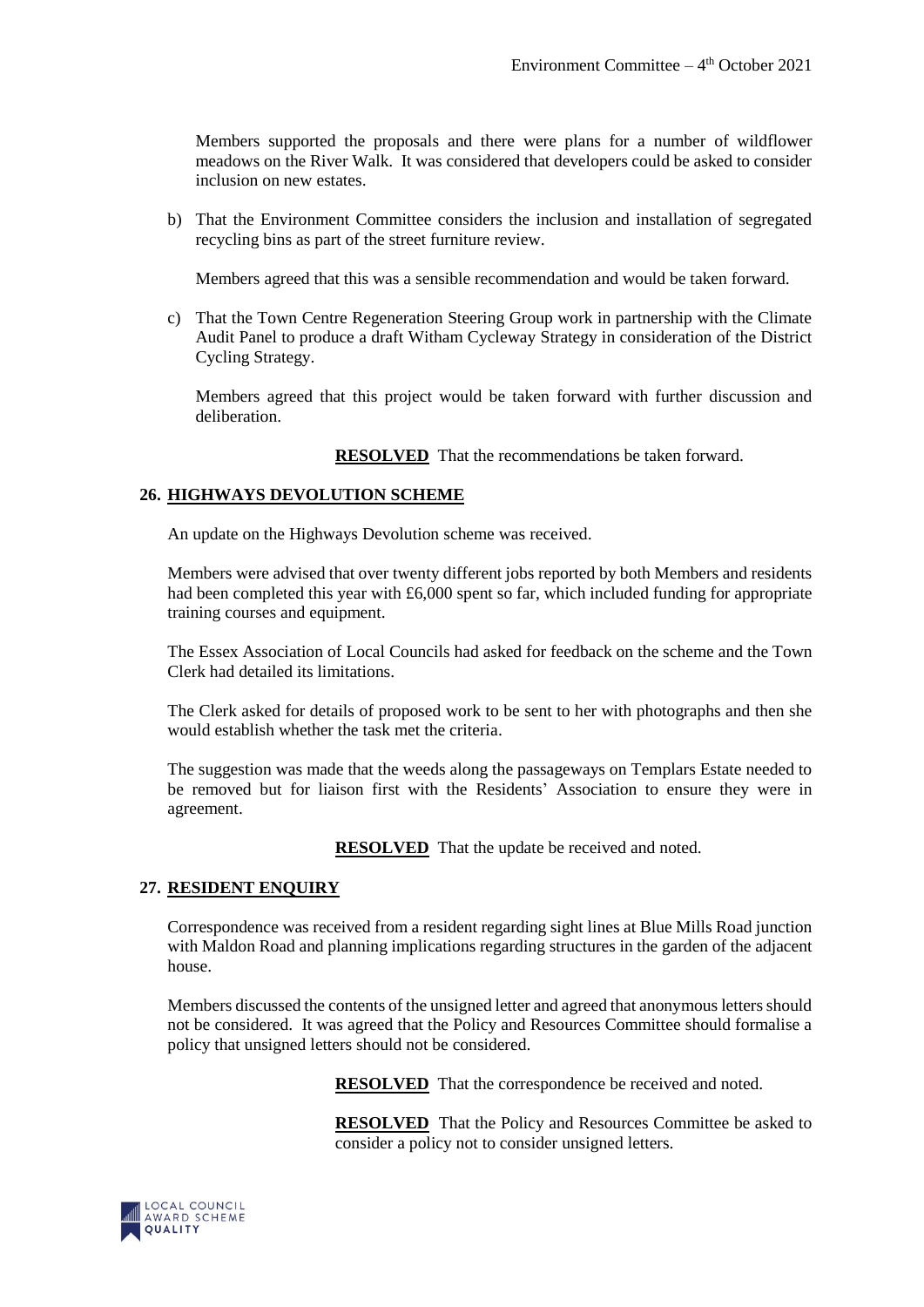Members supported the proposals and there were plans for a number of wildflower meadows on the River Walk. It was considered that developers could be asked to consider inclusion on new estates.

b) That the Environment Committee considers the inclusion and installation of segregated recycling bins as part of the street furniture review.

   Members agreed that this was a sensible recommendation and would be taken forward.

c) That the Town Centre Regeneration Steering Group work in partnership with the Climate Audit Panel to produce a draft Witham Cycleway Strategy in consideration of the District Cycling Strategy.

   Members agreed that this project would be taken forward with further discussion and deliberation.

**RESOLVED** That the recommendations be taken forward.

## 26. HIGHWAYS DEVOLUTION SCHEME

An update on the Highways Devolution scheme was received.

Members were advised that over twenty different jobs reported by both Members and residents had been completed this year with £6,000 spent so far, which included funding for appropriate training courses and equipment.

The Essex Association of Local Councils had asked for feedback on the scheme and the Town Clerk had detailed its limitations.

The Clerk asked for details of proposed work to be sent to her with photographs and then she would establish whether the task met the criteria.

The suggestion was made that the weeds along the passageways on Templars Estate needed to be removed but for liaison first with the Residents' Association to ensure they were in agreement.

**RESOLVED** That the update be received and noted.

## 27. RESIDENT ENQUIRY

Correspondence was received from a resident regarding sight lines at Blue Mills Road junction with Maldon Road and planning implications regarding structures in the garden of the adjacent house.

Members discussed the contents of the unsigned letter and agreed that anonymous letters should not be considered. It was agreed that the Policy and Resources Committee should formalise a policy that unsigned letters should not be considered.

**RESOLVED** That the correspondence be received and noted.

**RESOLVED** That the Policy and Resources Committee be asked to consider a policy not to consider unsigned letters.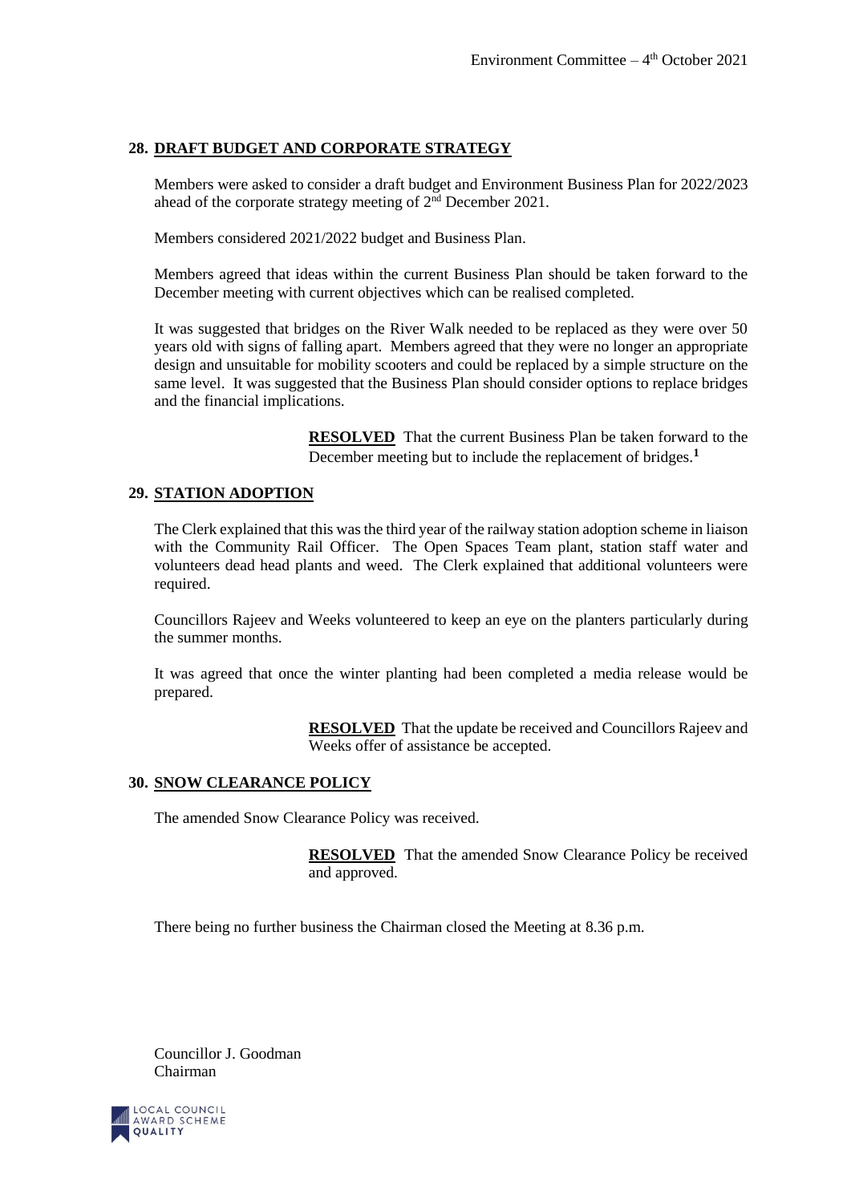## 28. DRAFT BUDGET AND CORPORATE STRATEGY

Members were asked to consider a draft budget and Environment Business Plan for 2022/2023 ahead of the corporate strategy meeting of 2nd December 2021.

Members considered 2021/2022 budget and Business Plan.

Members agreed that ideas within the current Business Plan should be taken forward to the December meeting with current objectives which can be realised completed.

It was suggested that bridges on the River Walk needed to be replaced as they were over 50 years old with signs of falling apart. Members agreed that they were no longer an appropriate design and unsuitable for mobility scooters and could be replaced by a simple structure on the same level. It was suggested that the Business Plan should consider options to replace bridges and the financial implications.

> **RESOLVED** That the current Business Plan be taken forward to the December meeting but to include the replacement of bridges.[1]

## 29. STATION ADOPTION

The Clerk explained that this was the third year of the railway station adoption scheme in liaison with the Community Rail Officer. The Open Spaces Team plant, station staff water and volunteers dead head plants and weed. The Clerk explained that additional volunteers were required.

Councillors Rajeev and Weeks volunteered to keep an eye on the planters particularly during the summer months.

It was agreed that once the winter planting had been completed a media release would be prepared.

> **RESOLVED** That the update be received and Councillors Rajeev and Weeks offer of assistance be accepted.

## 30. SNOW CLEARANCE POLICY

The amended Snow Clearance Policy was received.

> **RESOLVED** That the amended Snow Clearance Policy be received and approved.

There being no further business the Chairman closed the Meeting at 8.36 p.m.

Councillor J. Goodman
Chairman

LOCAL COUNCIL AWARD SCHEME QUALITY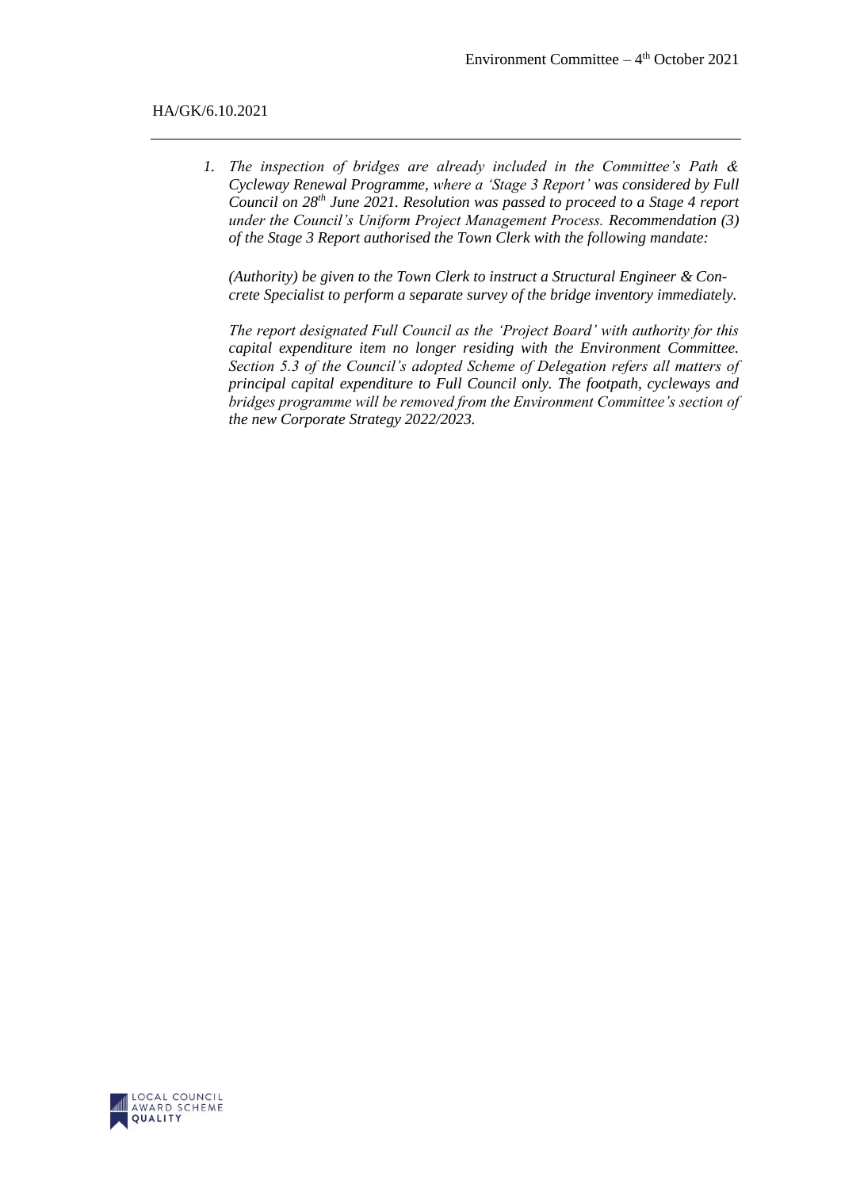HA/GK/6.10.2021

1. *The inspection of bridges are already included in the Committee's Path & Cycleway Renewal Programme, where a 'Stage 3 Report' was considered by Full Council on 28th June 2021. Resolution was passed to proceed to a Stage 4 report under the Council's Uniform Project Management Process. Recommendation (3) of the Stage 3 Report authorised the Town Clerk with the following mandate:*

   *(Authority) be given to the Town Clerk to instruct a Structural Engineer & Concrete Specialist to perform a separate survey of the bridge inventory immediately.*

   *The report designated Full Council as the 'Project Board' with authority for this capital expenditure item no longer residing with the Environment Committee. Section 5.3 of the Council's adopted Scheme of Delegation refers all matters of principal capital expenditure to Full Council only. The footpath, cycleways and bridges programme will be removed from the Environment Committee's section of the new Corporate Strategy 2022/2023.*